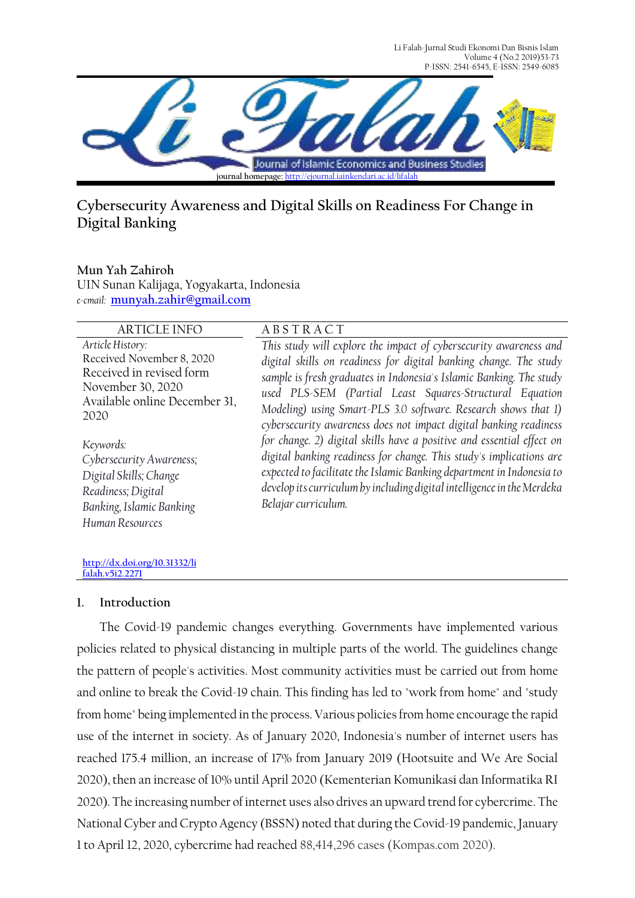# Cybersecurity Awareness and Digital Skills on Readiness For Change in Digital Banking

**Mun Yah Zahiroh**
UIN Sunan Kalijaga, Yogyakarta, Indonesia
*e-mail:* munyah.zahir@gmail.com

| ARTICLE INFO | ABSTRACT |
|---|---|
| *Article History:* Received November 8, 2020 Received in revised form November 30, 2020 Available online December 31, 2020 | *This study will explore the impact of cybersecurity awareness and digital skills on readiness for digital banking change. The study sample is fresh graduates in Indonesia's Islamic Banking. The study used PLS-SEM (Partial Least Squares-Structural Equation Modeling) using Smart-PLS 3.0 software. Research shows that 1) cybersecurity awareness does not impact digital banking readiness for change. 2) digital skills have a positive and essential effect on digital banking readiness for change. This study's implications are expected to facilitate the Islamic Banking department in Indonesia to develop its curriculum by including digital intelligence in the Merdeka Belajar curriculum.* |
| *Keywords:* *Cybersecurity Awareness; Digital Skills; Change Readiness; Digital Banking, Islamic Banking Human Resources* | |
| http://dx.doi.org/10.31332/lifalah.v5i2.2271 | |

## 1. Introduction

The Covid-19 pandemic changes everything. Governments have implemented various policies related to physical distancing in multiple parts of the world. The guidelines change the pattern of people's activities. Most community activities must be carried out from home and online to break the Covid-19 chain. This finding has led to "work from home" and "study from home" being implemented in the process. Various policies from home encourage the rapid use of the internet in society. As of January 2020, Indonesia's number of internet users has reached 175.4 million, an increase of 17% from January 2019 (Hootsuite and We Are Social 2020), then an increase of 10% until April 2020 (Kementerian Komunikasi dan Informatika RI 2020). The increasing number of internet uses also drives an upward trend for cybercrime. The National Cyber and Crypto Agency (BSSN) noted that during the Covid-19 pandemic, January 1 to April 12, 2020, cybercrime had reached 88,414,296 cases (Kompas.com 2020).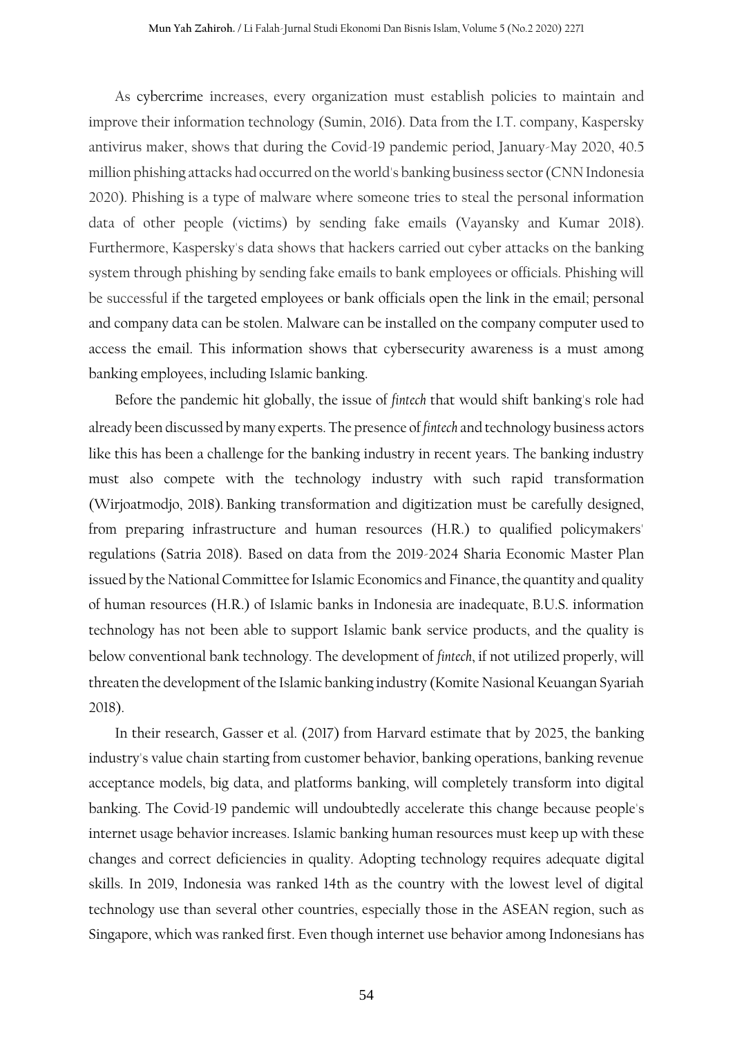As cybercrime increases, every organization must establish policies to maintain and improve their information technology (Sumin, 2016). Data from the I.T. company, Kaspersky antivirus maker, shows that during the Covid-19 pandemic period, January-May 2020, 40.5 million phishing attacks had occurred on the world's banking business sector (CNN Indonesia 2020). Phishing is a type of malware where someone tries to steal the personal information data of other people (victims) by sending fake emails (Vayansky and Kumar 2018). Furthermore, Kaspersky's data shows that hackers carried out cyber attacks on the banking system through phishing by sending fake emails to bank employees or officials. Phishing will be successful if the targeted employees or bank officials open the link in the email; personal and company data can be stolen. Malware can be installed on the company computer used to access the email. This information shows that cybersecurity awareness is a must among banking employees, including Islamic banking.

Before the pandemic hit globally, the issue of *fintech* that would shift banking's role had already been discussed by many experts. The presence of *fintech* and technology business actors like this has been a challenge for the banking industry in recent years. The banking industry must also compete with the technology industry with such rapid transformation (Wirjoatmodjo, 2018). Banking transformation and digitization must be carefully designed, from preparing infrastructure and human resources (H.R.) to qualified policymakers' regulations (Satria 2018). Based on data from the 2019-2024 Sharia Economic Master Plan issued by the National Committee for Islamic Economics and Finance, the quantity and quality of human resources (H.R.) of Islamic banks in Indonesia are inadequate, B.U.S. information technology has not been able to support Islamic bank service products, and the quality is below conventional bank technology. The development of *fintech*, if not utilized properly, will threaten the development of the Islamic banking industry (Komite Nasional Keuangan Syariah 2018).

In their research, Gasser et al. (2017) from Harvard estimate that by 2025, the banking industry's value chain starting from customer behavior, banking operations, banking revenue acceptance models, big data, and platforms banking, will completely transform into digital banking. The Covid-19 pandemic will undoubtedly accelerate this change because people's internet usage behavior increases. Islamic banking human resources must keep up with these changes and correct deficiencies in quality. Adopting technology requires adequate digital skills. In 2019, Indonesia was ranked 14th as the country with the lowest level of digital technology use than several other countries, especially those in the ASEAN region, such as Singapore, which was ranked first. Even though internet use behavior among Indonesians has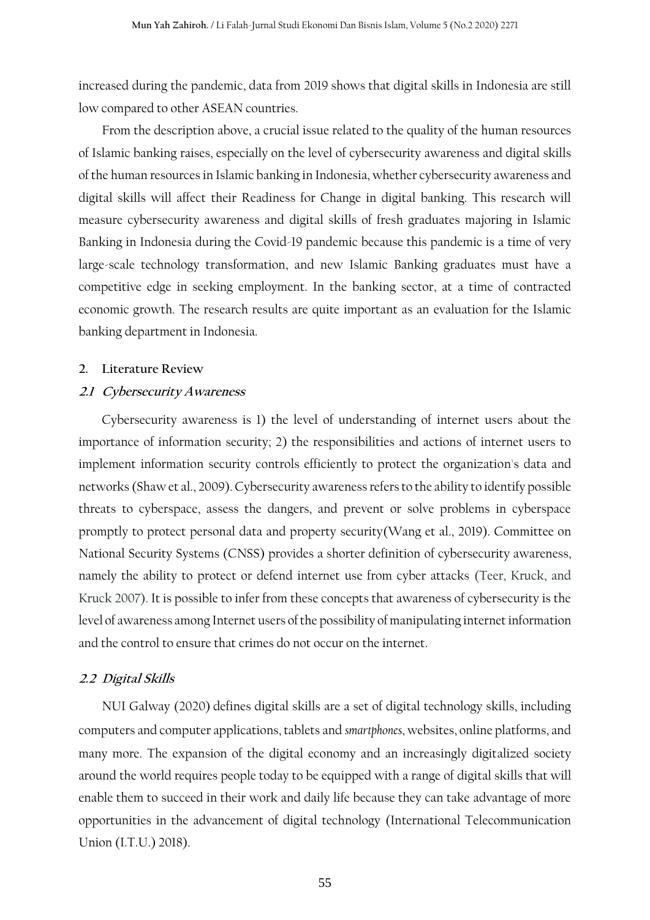increased during the pandemic, data from 2019 shows that digital skills in Indonesia are still low compared to other ASEAN countries.

From the description above, a crucial issue related to the quality of the human resources of Islamic banking raises, especially on the level of cybersecurity awareness and digital skills of the human resources in Islamic banking in Indonesia, whether cybersecurity awareness and digital skills will affect their Readiness for Change in digital banking. This research will measure cybersecurity awareness and digital skills of fresh graduates majoring in Islamic Banking in Indonesia during the Covid-19 pandemic because this pandemic is a time of very large-scale technology transformation, and new Islamic Banking graduates must have a competitive edge in seeking employment. In the banking sector, at a time of contracted economic growth. The research results are quite important as an evaluation for the Islamic banking department in Indonesia.

## 2. Literature Review

### *2.1 Cybersecurity Awareness*

Cybersecurity awareness is 1) the level of understanding of internet users about the importance of information security; 2) the responsibilities and actions of internet users to implement information security controls efficiently to protect the organization's data and networks (Shaw et al., 2009). Cybersecurity awareness refers to the ability to identify possible threats to cyberspace, assess the dangers, and prevent or solve problems in cyberspace promptly to protect personal data and property security(Wang et al., 2019). Committee on National Security Systems (CNSS) provides a shorter definition of cybersecurity awareness, namely the ability to protect or defend internet use from cyber attacks (Teer, Kruck, and Kruck 2007). It is possible to infer from these concepts that awareness of cybersecurity is the level of awareness among Internet users of the possibility of manipulating internet information and the control to ensure that crimes do not occur on the internet.

### *2.2 Digital Skills*

NUI Galway (2020) defines digital skills are a set of digital technology skills, including computers and computer applications, tablets and *smartphones*, websites, online platforms, and many more. The expansion of the digital economy and an increasingly digitalized society around the world requires people today to be equipped with a range of digital skills that will enable them to succeed in their work and daily life because they can take advantage of more opportunities in the advancement of digital technology (International Telecommunication Union (I.T.U.) 2018).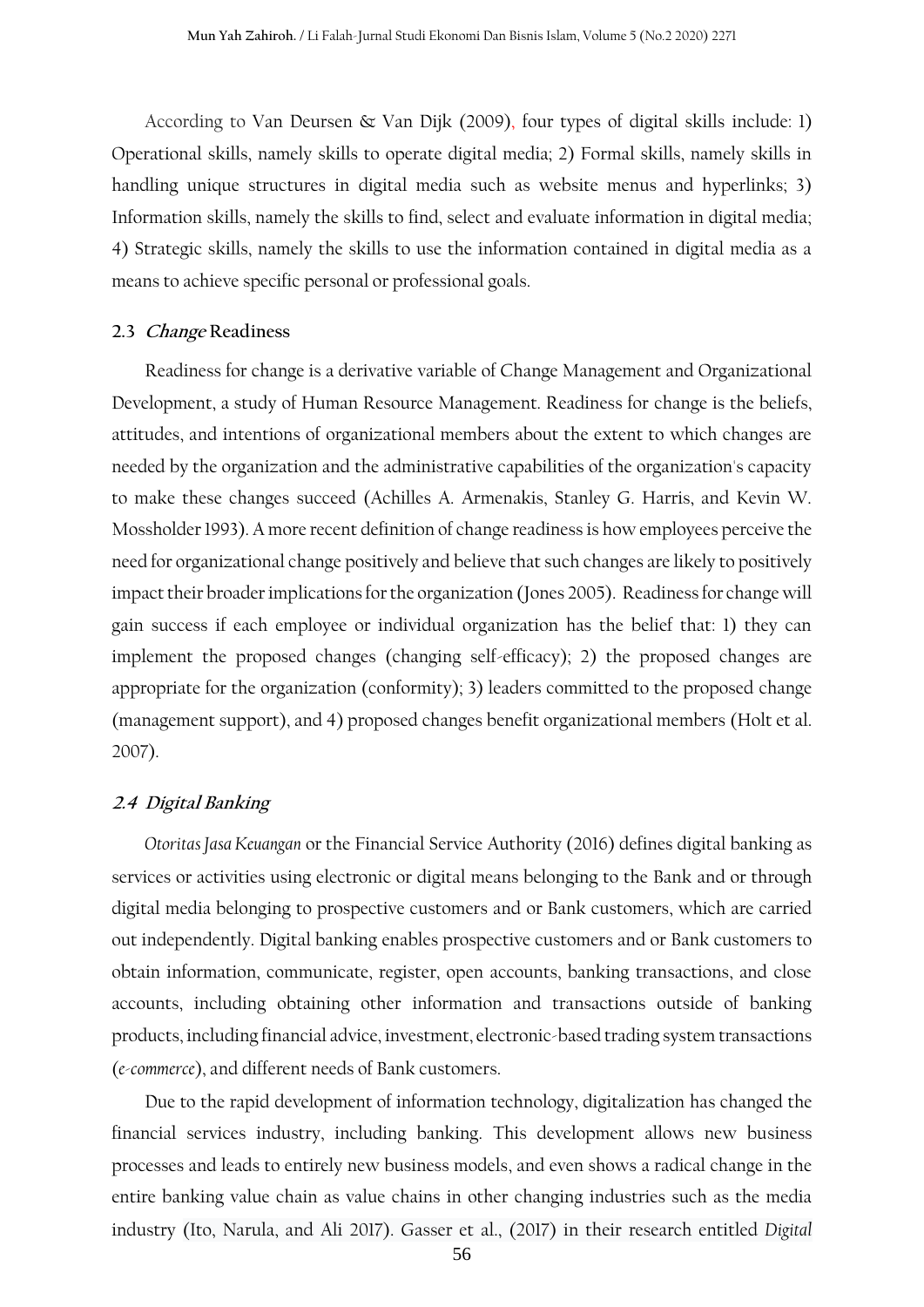According to Van Deursen & Van Dijk (2009), four types of digital skills include: 1) Operational skills, namely skills to operate digital media; 2) Formal skills, namely skills in handling unique structures in digital media such as website menus and hyperlinks; 3) Information skills, namely the skills to find, select and evaluate information in digital media; 4) Strategic skills, namely the skills to use the information contained in digital media as a means to achieve specific personal or professional goals.

### 2.3 *Change* Readiness

Readiness for change is a derivative variable of Change Management and Organizational Development, a study of Human Resource Management. Readiness for change is the beliefs, attitudes, and intentions of organizational members about the extent to which changes are needed by the organization and the administrative capabilities of the organization's capacity to make these changes succeed (Achilles A. Armenakis, Stanley G. Harris, and Kevin W. Mossholder 1993). A more recent definition of change readiness is how employees perceive the need for organizational change positively and believe that such changes are likely to positively impact their broader implications for the organization (Jones 2005). Readiness for change will gain success if each employee or individual organization has the belief that: 1) they can implement the proposed changes (changing self-efficacy); 2) the proposed changes are appropriate for the organization (conformity); 3) leaders committed to the proposed change (management support), and 4) proposed changes benefit organizational members (Holt et al. 2007).

### *2.4 Digital Banking*

*Otoritas Jasa Keuangan* or the Financial Service Authority (2016) defines digital banking as services or activities using electronic or digital means belonging to the Bank and or through digital media belonging to prospective customers and or Bank customers, which are carried out independently. Digital banking enables prospective customers and or Bank customers to obtain information, communicate, register, open accounts, banking transactions, and close accounts, including obtaining other information and transactions outside of banking products, including financial advice, investment, electronic-based trading system transactions (*e-commerce*), and different needs of Bank customers.

Due to the rapid development of information technology, digitalization has changed the financial services industry, including banking. This development allows new business processes and leads to entirely new business models, and even shows a radical change in the entire banking value chain as value chains in other changing industries such as the media industry (Ito, Narula, and Ali 2017). Gasser et al., (2017) in their research entitled *Digital*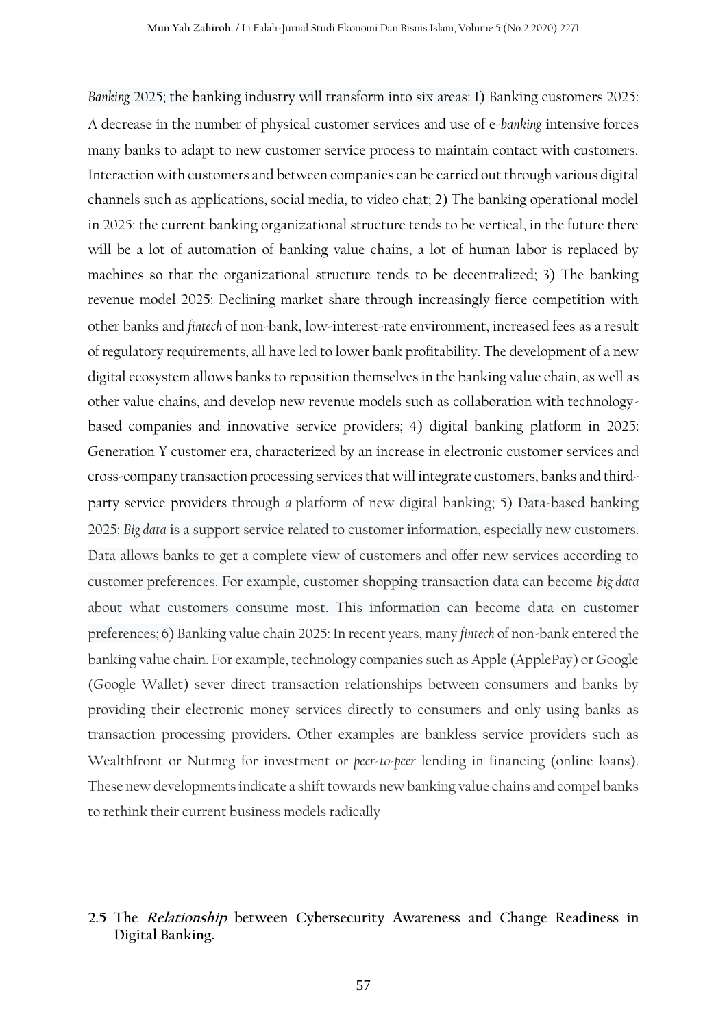*Banking* 2025; the banking industry will transform into six areas: 1) Banking customers 2025: A decrease in the number of physical customer services and use of e-*banking* intensive forces many banks to adapt to new customer service process to maintain contact with customers. Interaction with customers and between companies can be carried out through various digital channels such as applications, social media, to video chat; 2) The banking operational model in 2025: the current banking organizational structure tends to be vertical, in the future there will be a lot of automation of banking value chains, a lot of human labor is replaced by machines so that the organizational structure tends to be decentralized; 3) The banking revenue model 2025: Declining market share through increasingly fierce competition with other banks and *fintech* of non-bank, low-interest-rate environment, increased fees as a result of regulatory requirements, all have led to lower bank profitability. The development of a new digital ecosystem allows banks to reposition themselves in the banking value chain, as well as other value chains, and develop new revenue models such as collaboration with technology-based companies and innovative service providers; 4) digital banking platform in 2025: Generation Y customer era, characterized by an increase in electronic customer services and cross-company transaction processing services that will integrate customers, banks and third-party service providers through *a* platform of new digital banking; 5) Data-based banking 2025: *Big data* is a support service related to customer information, especially new customers. Data allows banks to get a complete view of customers and offer new services according to customer preferences. For example, customer shopping transaction data can become *big data* about what customers consume most. This information can become data on customer preferences; 6) Banking value chain 2025: In recent years, many *fintech* of non-bank entered the banking value chain. For example, technology companies such as Apple (ApplePay) or Google (Google Wallet) sever direct transaction relationships between consumers and banks by providing their electronic money services directly to consumers and only using banks as transaction processing providers. Other examples are bankless service providers such as Wealthfront or Nutmeg for investment or *peer-to-peer* lending in financing (online loans). These new developments indicate a shift towards new banking value chains and compel banks to rethink their current business models radically

### 2.5 The *Relationship* between Cybersecurity Awareness and Change Readiness in Digital Banking.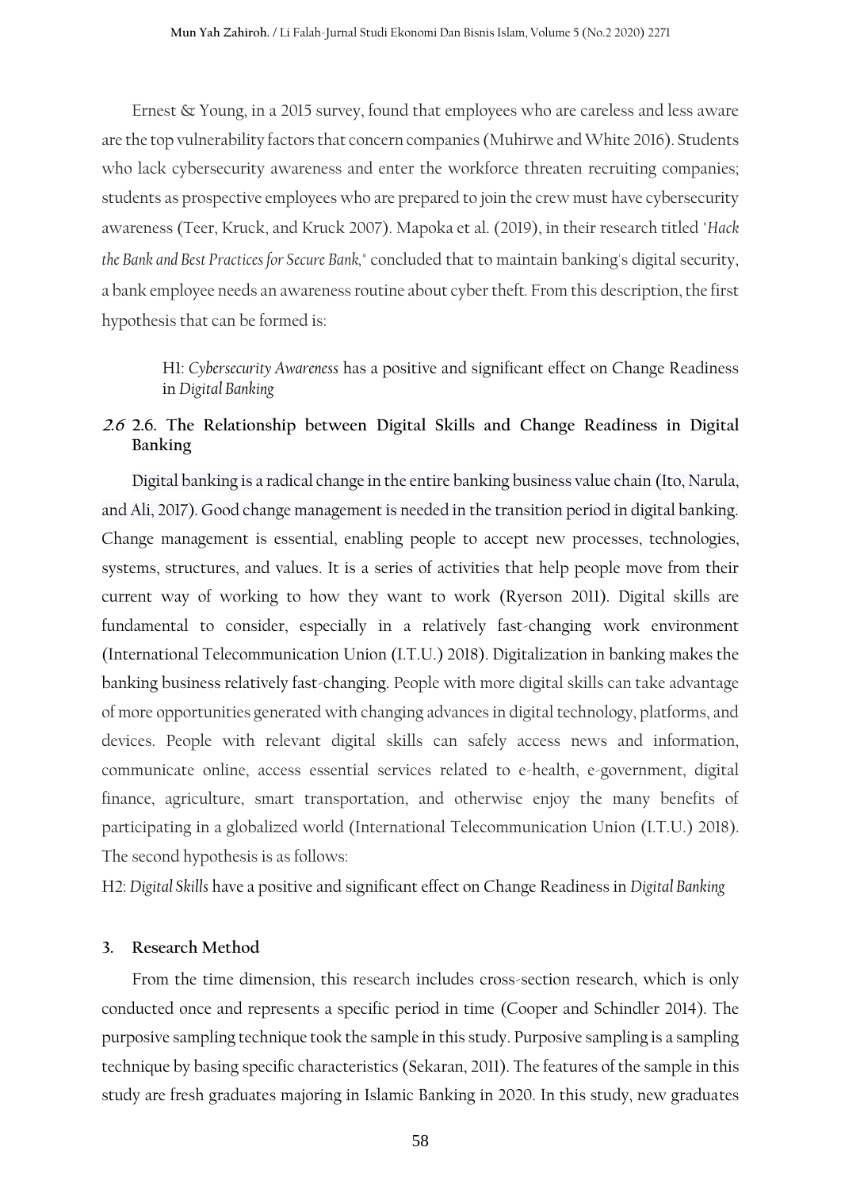Ernest & Young, in a 2015 survey, found that employees who are careless and less aware are the top vulnerability factors that concern companies (Muhirwe and White 2016). Students who lack cybersecurity awareness and enter the workforce threaten recruiting companies; students as prospective employees who are prepared to join the crew must have cybersecurity awareness (Teer, Kruck, and Kruck 2007). Mapoka et al. (2019), in their research titled "*Hack the Bank and Best Practices for Secure Bank,*" concluded that to maintain banking's digital security, a bank employee needs an awareness routine about cyber theft. From this description, the first hypothesis that can be formed is:

> H1: *Cybersecurity Awareness* has a positive and significant effect on Change Readiness in *Digital Banking*

## 2.6. The Relationship between Digital Skills and Change Readiness in Digital Banking

Digital banking is a radical change in the entire banking business value chain (Ito, Narula, and Ali, 2017). Good change management is needed in the transition period in digital banking. Change management is essential, enabling people to accept new processes, technologies, systems, structures, and values. It is a series of activities that help people move from their current way of working to how they want to work (Ryerson 2011). Digital skills are fundamental to consider, especially in a relatively fast-changing work environment (International Telecommunication Union (I.T.U.) 2018). Digitalization in banking makes the banking business relatively fast-changing. People with more digital skills can take advantage of more opportunities generated with changing advances in digital technology, platforms, and devices. People with relevant digital skills can safely access news and information, communicate online, access essential services related to e-health, e-government, digital finance, agriculture, smart transportation, and otherwise enjoy the many benefits of participating in a globalized world (International Telecommunication Union (I.T.U.) 2018). The second hypothesis is as follows:

H2: *Digital Skills* have a positive and significant effect on Change Readiness in *Digital Banking*

## 3. Research Method

From the time dimension, this research includes cross-section research, which is only conducted once and represents a specific period in time (Cooper and Schindler 2014). The purposive sampling technique took the sample in this study. Purposive sampling is a sampling technique by basing specific characteristics (Sekaran, 2011). The features of the sample in this study are fresh graduates majoring in Islamic Banking in 2020. In this study, new graduates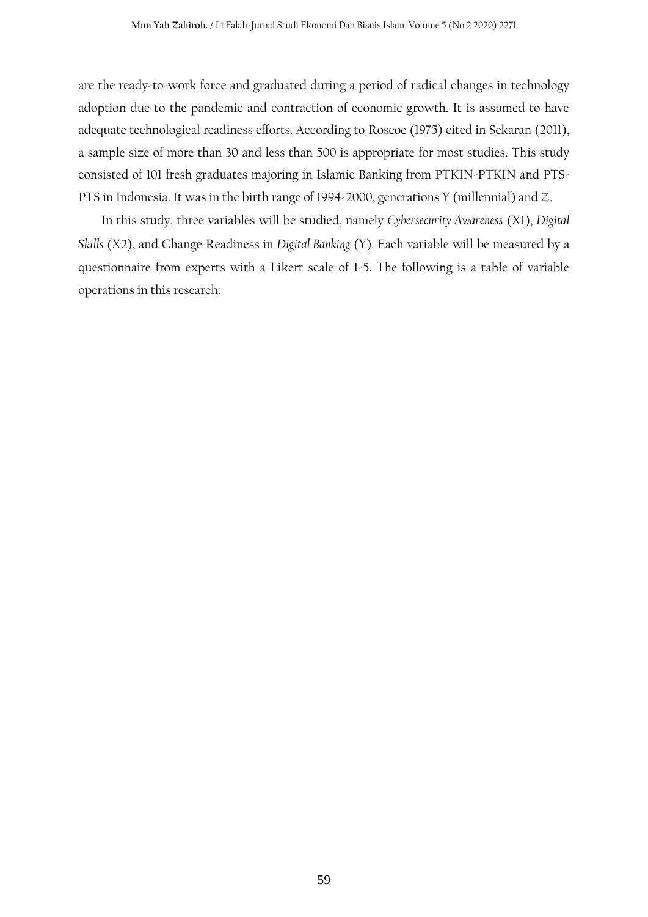are the ready-to-work force and graduated during a period of radical changes in technology adoption due to the pandemic and contraction of economic growth. It is assumed to have adequate technological readiness efforts. According to Roscoe (1975) cited in Sekaran (2011), a sample size of more than 30 and less than 500 is appropriate for most studies. This study consisted of 101 fresh graduates majoring in Islamic Banking from PTKIN-PTKIN and PTS-PTS in Indonesia. It was in the birth range of 1994-2000, generations Y (millennial) and Z.

In this study, three variables will be studied, namely *Cybersecurity Awareness* (X1), *Digital Skills* (X2), and Change Readiness in *Digital Banking* (Y). Each variable will be measured by a questionnaire from experts with a Likert scale of 1-5. The following is a table of variable operations in this research: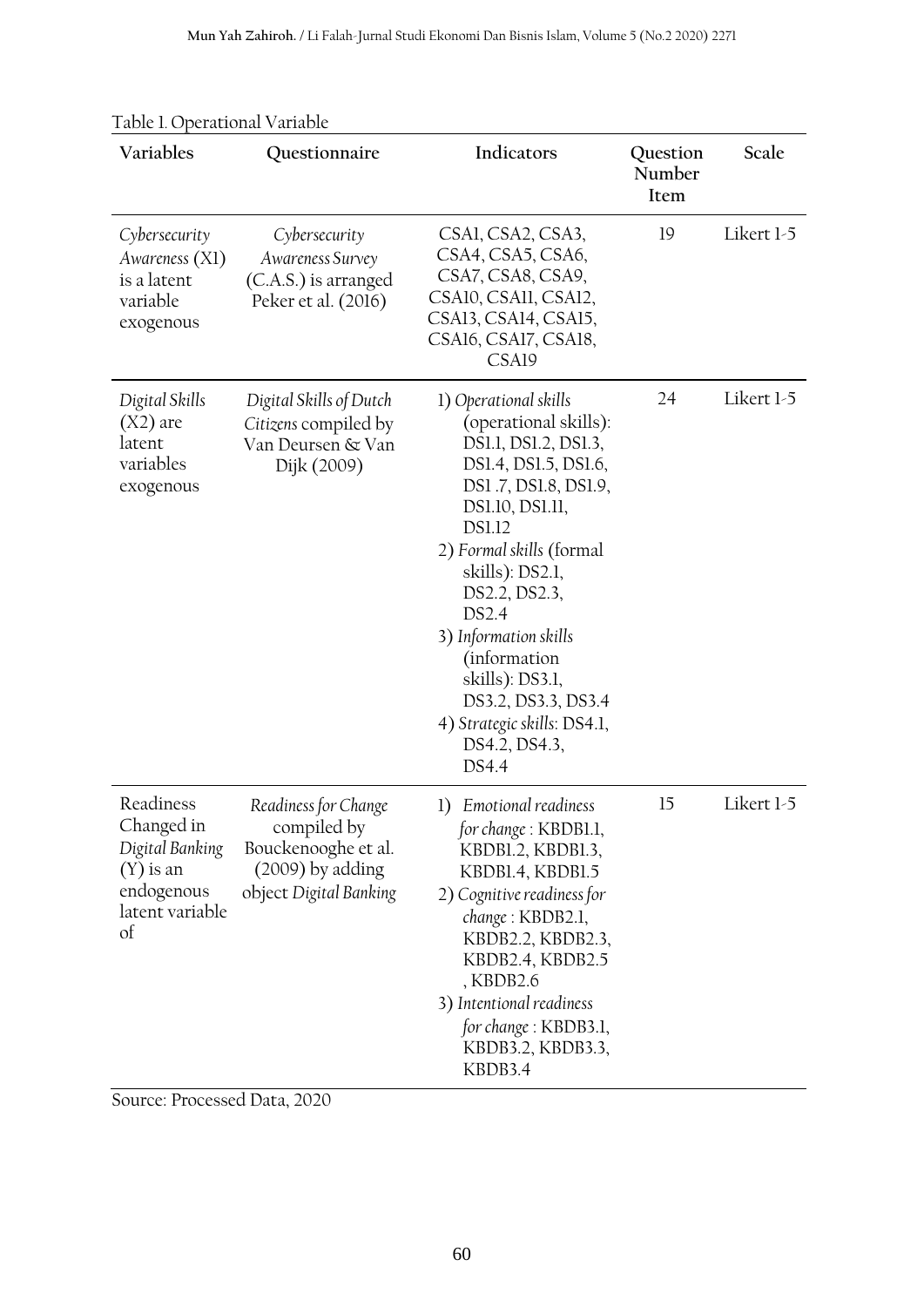Table 1. Operational Variable

| Variables | Questionnaire | Indicators | Question Number Item | Scale |
|---|---|---|---|---|
| *Cybersecurity Awareness* (X1) is a latent variable exogenous | *Cybersecurity Awareness Survey* (C.A.S.) is arranged Peker et al. (2016) | CSA1, CSA2, CSA3, CSA4, CSA5, CSA6, CSA7, CSA8, CSA9, CSA10, CSA11, CSA12, CSA13, CSA14, CSA15, CSA16, CSA17, CSA18, CSA19 | 19 | Likert 1-5 |
| *Digital Skills* (X2) are latent variables exogenous | *Digital Skills of Dutch Citizens* compiled by Van Deursen & Van Dijk (2009) | 1) *Operational skills* (operational skills): DS1.1, DS1.2, DS1.3, DS1.4, DS1.5, DS1.6, DS1 .7, DS1.8, DS1.9, DS1.10, DS1.11, DS1.12<br>2) *Formal skills* (formal skills): DS2.1, DS2.2, DS2.3, DS2.4<br>3) *Information skills* (information skills): DS3.1, DS3.2, DS3.3, DS3.4<br>4) *Strategic skills*: DS4.1, DS4.2, DS4.3, DS4.4 | 24 | Likert 1-5 |
| Readiness Changed in *Digital Banking* (Y) is an endogenous latent variable of | *Readiness for Change* compiled by Bouckenooghe et al. (2009) by adding object *Digital Banking* | 1) *Emotional readiness for change* : KBDB1.1, KBDB1.2, KBDB1.3, KBDB1.4, KBDB1.5<br>2) *Cognitive readiness for change* : KBDB2.1, KBDB2.2, KBDB2.3, KBDB2.4, KBDB2.5 , KBDB2.6<br>3) *Intentional readiness for change* : KBDB3.1, KBDB3.2, KBDB3.3, KBDB3.4 | 15 | Likert 1-5 |

Source: Processed Data, 2020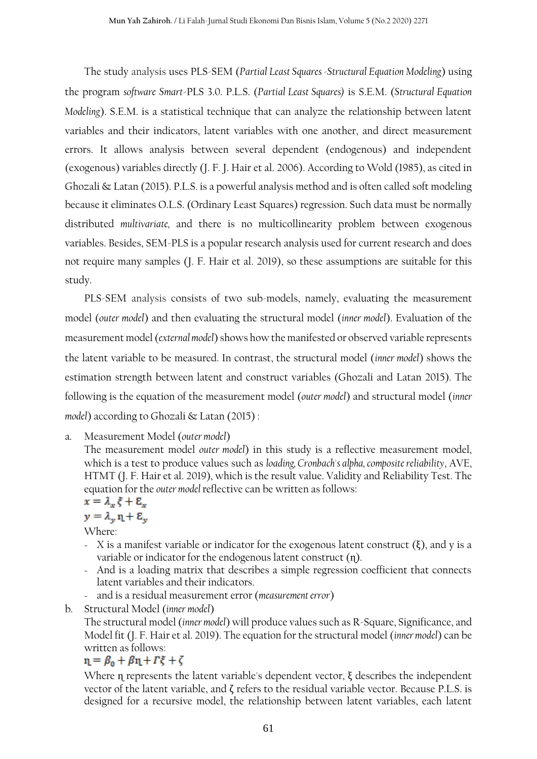The study analysis uses PLS-SEM (*Partial Least Squares -Structural Equation Modeling*) using the program *software Smart*-PLS 3.0. P.L.S. (*Partial Least Squares)* is S.E.M. (*Structural Equation Modeling*). S.E.M. is a statistical technique that can analyze the relationship between latent variables and their indicators, latent variables with one another, and direct measurement errors. It allows analysis between several dependent (endogenous) and independent (exogenous) variables directly (J. F. J. Hair et al. 2006). According to Wold (1985), as cited in Ghozali & Latan (2015). P.L.S. is a powerful analysis method and is often called soft modeling because it eliminates O.L.S. (Ordinary Least Squares) regression. Such data must be normally distributed *multivariate*, and there is no multicollinearity problem between exogenous variables. Besides, SEM-PLS is a popular research analysis used for current research and does not require many samples (J. F. Hair et al. 2019), so these assumptions are suitable for this study.

PLS-SEM analysis consists of two sub-models, namely, evaluating the measurement model (*outer model*) and then evaluating the structural model (*inner model*). Evaluation of the measurement model (*external model*) shows how the manifested or observed variable represents the latent variable to be measured. In contrast, the structural model (*inner model*) shows the estimation strength between latent and construct variables (Ghozali and Latan 2015). The following is the equation of the measurement model (*outer model*) and structural model (*inner model*) according to Ghozali & Latan (2015) :

a. Measurement Model (*outer model*)

The measurement model *outer model*) in this study is a reflective measurement model, which is a test to produce values such as *loading, Cronbach's alpha, composite reliability*, AVE, HTMT (J. F. Hair et al. 2019), which is the result value. Validity and Reliability Test. The equation for the *outer model* reflective can be written as follows:

$$x = \lambda_x \xi + \varepsilon_x$$

$$y = \lambda_y \eta + \varepsilon_y$$

Where:

- X is a manifest variable or indicator for the exogenous latent construct (ξ), and y is a variable or indicator for the endogenous latent construct (η).
- And is a loading matrix that describes a simple regression coefficient that connects latent variables and their indicators.
- and is a residual measurement error (*measurement error*)

b. Structural Model (*inner model*)

The structural model (*inner model*) will produce values such as R-Square, Significance, and Model fit (J. F. Hair et al. 2019). The equation for the structural model (*inner model*) can be written as follows:

$$\eta = \beta_0 + \beta\eta + \Gamma\xi + \zeta$$

Where η represents the latent variable's dependent vector, ξ describes the independent vector of the latent variable, and ζ refers to the residual variable vector. Because P.L.S. is designed for a recursive model, the relationship between latent variables, each latent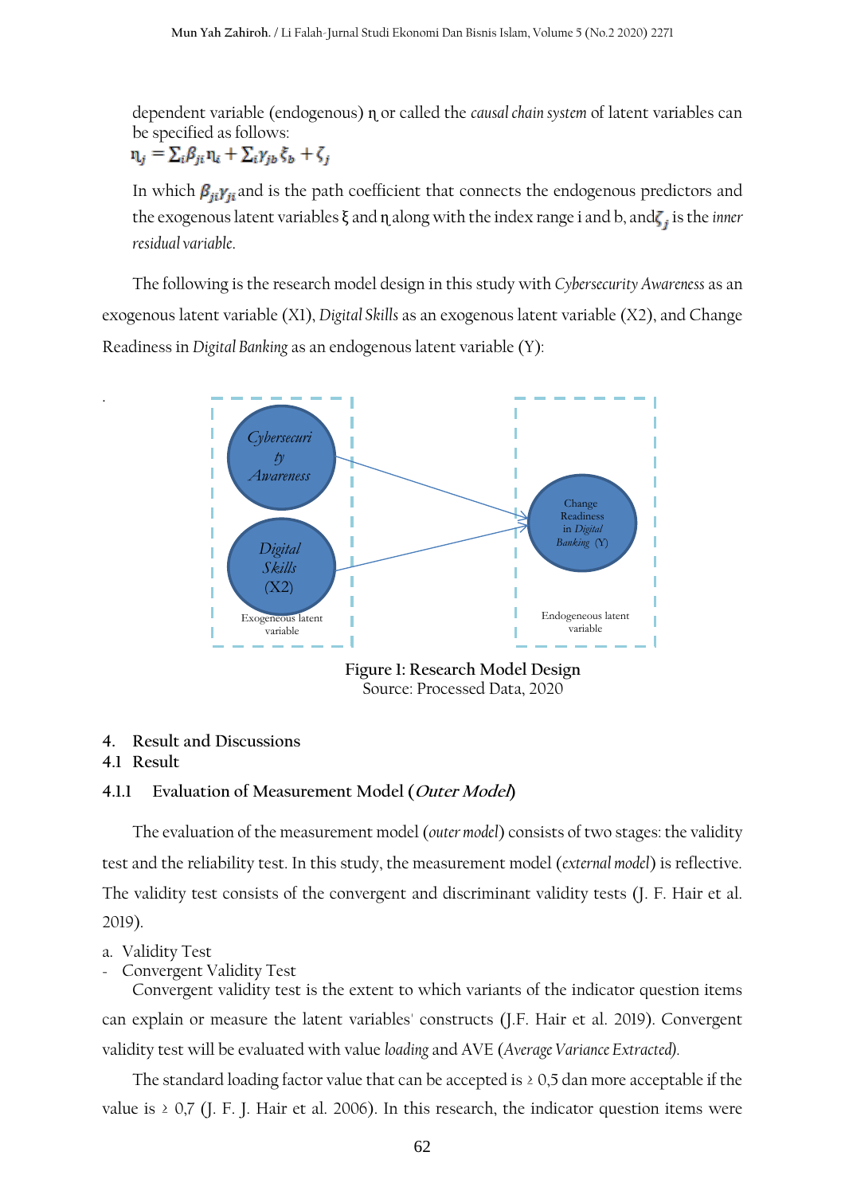dependent variable (endogenous) η or called the *causal chain system* of latent variables can be specified as follows:

$$\eta_j = \Sigma_i \beta_{ji} \eta_i + \Sigma_i \gamma_{jb} \xi_b + \zeta_j$$

In which $\beta_{ji}\gamma_{ji}$ and is the path coefficient that connects the endogenous predictors and the exogenous latent variables ξ and η along with the index range i and b, and $\zeta_j$ is the *inner residual variable*.

The following is the research model design in this study with *Cybersecurity Awareness* as an exogenous latent variable (X1), *Digital Skills* as an exogenous latent variable (X2), and Change Readiness in *Digital Banking* as an endogenous latent variable (Y):

.

*Cybersecurity Awareness* → Change Readiness in *Digital Banking* (Y)

*Digital Skills* (X2) → Change Readiness in *Digital Banking* (Y)

Exogeneous latent variable | Endogeneous latent variable

**Figure 1: Research Model Design**
Source: Processed Data, 2020

## 4. Result and Discussions

### 4.1 Result

#### 4.1.1 Evaluation of Measurement Model (*Outer Model*)

The evaluation of the measurement model (*outer model*) consists of two stages: the validity test and the reliability test. In this study, the measurement model (*external model*) is reflective. The validity test consists of the convergent and discriminant validity tests (J. F. Hair et al. 2019).

a. Validity Test

- Convergent Validity Test

Convergent validity test is the extent to which variants of the indicator question items can explain or measure the latent variables' constructs (J.F. Hair et al. 2019). Convergent validity test will be evaluated with value *loading* and AVE (*Average Variance Extracted*).

The standard loading factor value that can be accepted is ≥ 0,5 dan more acceptable if the value is ≥ 0,7 (J. F. J. Hair et al. 2006). In this research, the indicator question items were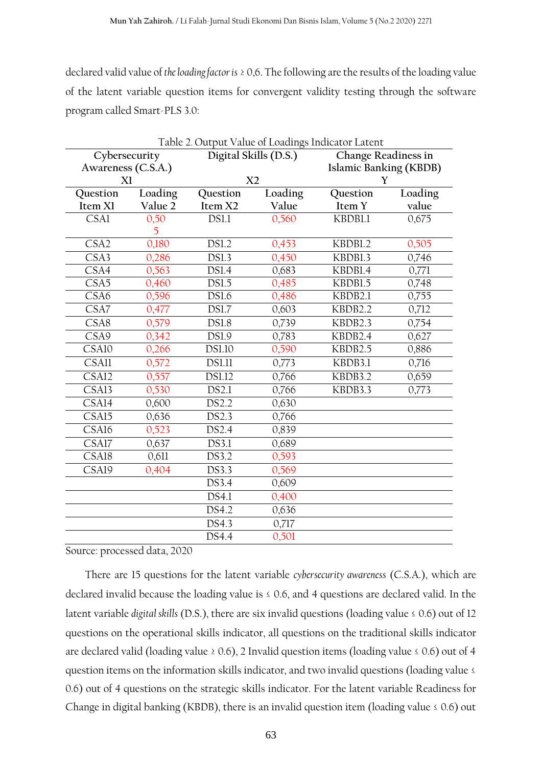declared valid value of *the loading factor is* ≥ 0,6. The following are the results of the loading value of the latent variable question items for convergent validity testing through the software program called Smart-PLS 3.0:

Table 2. Output Value of Loadings Indicator Latent

| Cybersecurity Awareness (C.S.A.) X1 | | Digital Skills (D.S.) X2 | | Change Readiness in Islamic Banking (KBDB) Y | |
|---|---|---|---|---|---|
| Question Item X1 | Loading Value 2 | Question Item X2 | Loading Value | Question Item Y | Loading value |
| CSA1 | 0,505 | DS1.1 | 0,560 | KBDB1.1 | 0,675 |
| CSA2 | 0,180 | DS1.2 | 0,453 | KBDB1.2 | 0,505 |
| CSA3 | 0,286 | DS1.3 | 0,450 | KBDB1.3 | 0,746 |
| CSA4 | 0,563 | DS1.4 | 0,683 | KBDB1.4 | 0,771 |
| CSA5 | 0,460 | DS1.5 | 0,485 | KBDB1.5 | 0,748 |
| CSA6 | 0,596 | DS1.6 | 0,486 | KBDB2.1 | 0,755 |
| CSA7 | 0,477 | DS1.7 | 0,603 | KBDB2.2 | 0,712 |
| CSA8 | 0,579 | DS1.8 | 0,739 | KBDB2.3 | 0,754 |
| CSA9 | 0,342 | DS1.9 | 0,783 | KBDB2.4 | 0,627 |
| CSA10 | 0,266 | DS1.10 | 0,590 | KBDB2.5 | 0,886 |
| CSA11 | 0,572 | DS1.11 | 0,773 | KBDB3.1 | 0,716 |
| CSA12 | 0,557 | DS1.12 | 0,766 | KBDB3.2 | 0,659 |
| CSA13 | 0,530 | DS2.1 | 0,766 | KBDB3.3 | 0,773 |
| CSA14 | 0,600 | DS2.2 | 0,630 | | |
| CSA15 | 0,636 | DS2.3 | 0,766 | | |
| CSA16 | 0,523 | DS2.4 | 0,839 | | |
| CSA17 | 0,637 | DS3.1 | 0,689 | | |
| CSA18 | 0,611 | DS3.2 | 0,593 | | |
| CSA19 | 0,404 | DS3.3 | 0,569 | | |
| | | DS3.4 | 0,609 | | |
| | | DS4.1 | 0,400 | | |
| | | DS4.2 | 0,636 | | |
| | | DS4.3 | 0,717 | | |
| | | DS4.4 | 0,501 | | |

Source: processed data, 2020

There are 15 questions for the latent variable *cybersecurity awareness* (C.S.A.), which are declared invalid because the loading value is ≤ 0.6, and 4 questions are declared valid. In the latent variable *digital skills* (D.S.), there are six invalid questions (loading value ≤ 0.6) out of 12 questions on the operational skills indicator, all questions on the traditional skills indicator are declared valid (loading value ≥ 0.6), 2 Invalid question items (loading value ≤ 0.6) out of 4 question items on the information skills indicator, and two invalid questions (loading value ≤ 0.6) out of 4 questions on the strategic skills indicator. For the latent variable Readiness for Change in digital banking (KBDB), there is an invalid question item (loading value ≤ 0.6) out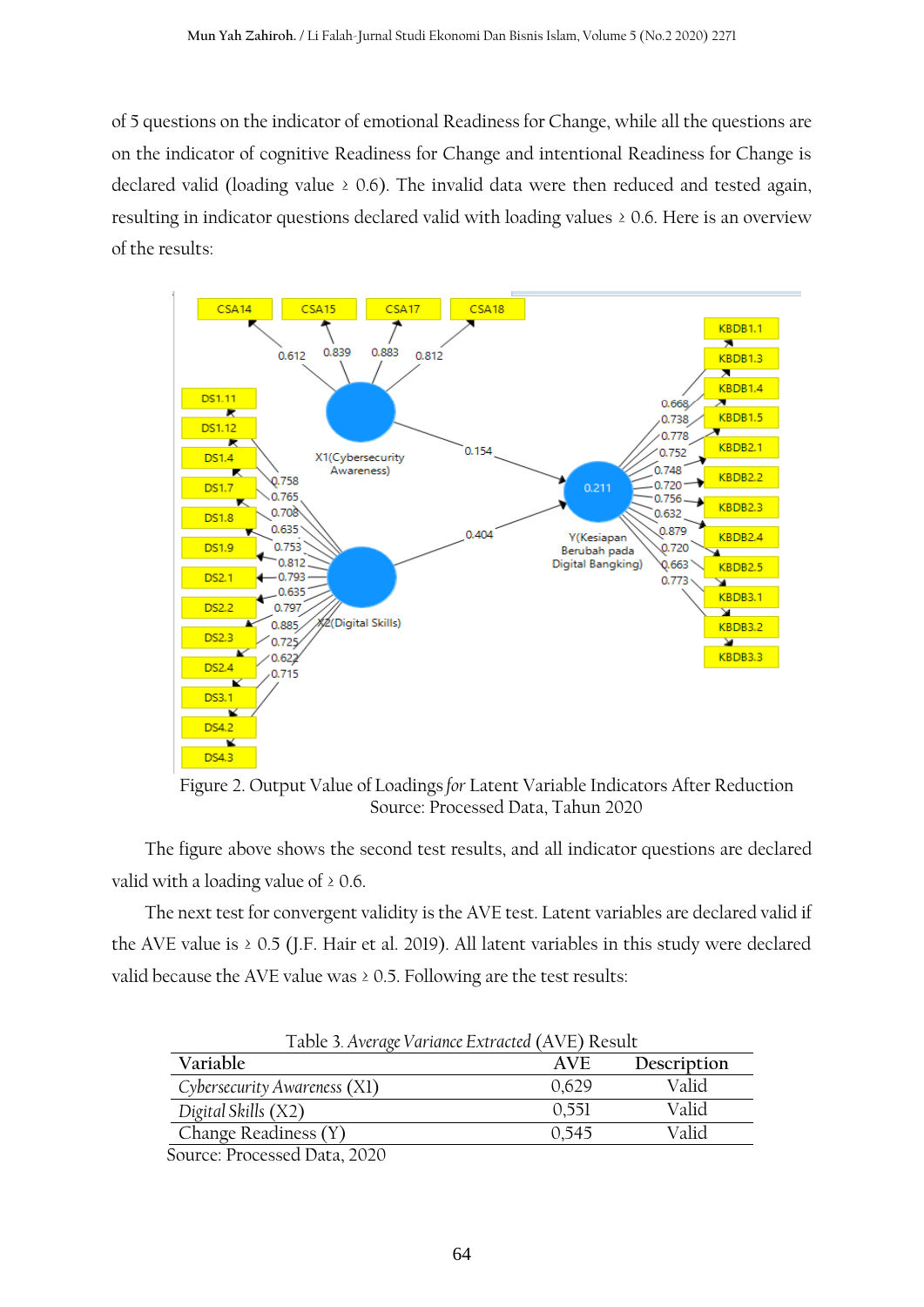of 5 questions on the indicator of emotional Readiness for Change, while all the questions are on the indicator of cognitive Readiness for Change and intentional Readiness for Change is declared valid (loading value ≥ 0.6). The invalid data were then reduced and tested again, resulting in indicator questions declared valid with loading values ≥ 0.6. Here is an overview of the results:

Figure 2. Output Value of Loadings *for* Latent Variable Indicators After Reduction
Source: Processed Data, Tahun 2020

The figure above shows the second test results, and all indicator questions are declared valid with a loading value of ≥ 0.6.

The next test for convergent validity is the AVE test. Latent variables are declared valid if the AVE value is ≥ 0.5 (J.F. Hair et al. 2019). All latent variables in this study were declared valid because the AVE value was ≥ 0.5. Following are the test results:

Table 3. *Average Variance Extracted* (AVE) Result

| Variable | AVE | Description |
|---|---|---|
| *Cybersecurity Awareness* (X1) | 0,629 | Valid |
| *Digital Skills* (X2) | 0,551 | Valid |
| Change Readiness (Y) | 0,545 | Valid |

Source: Processed Data, 2020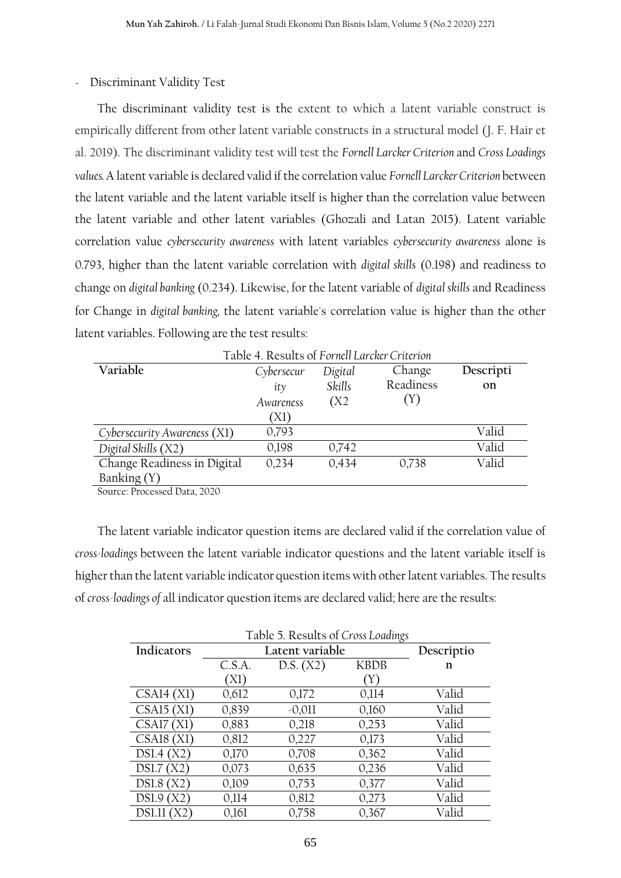- Discriminant Validity Test

The discriminant validity test is the extent to which a latent variable construct is empirically different from other latent variable constructs in a structural model (J. F. Hair et al. 2019). The discriminant validity test will test the *Fornell Larcker Criterion* and *Cross Loadings values.* A latent variable is declared valid if the correlation value *Fornell Larcker Criterion* between the latent variable and the latent variable itself is higher than the correlation value between the latent variable and other latent variables (Ghozali and Latan 2015). Latent variable correlation value *cybersecurity awareness* with latent variables *cybersecurity awareness* alone is 0.793, higher than the latent variable correlation with *digital skills* (0.198) and readiness to change on *digital banking* (0.234). Likewise, for the latent variable of *digital skills* and Readiness for Change in *digital banking,* the latent variable's correlation value is higher than the other latent variables. Following are the test results:

Table 4. Results of *Fornell Larcker Criterion*

| **Variable** | *Cybersecurity Awareness* (X1) | *Digital Skills* (X2 | Change Readiness (Y) | **Description** |
|---|---|---|---|---|
| *Cybersecurity Awareness* (X1) | 0,793 | | | Valid |
| *Digital Skills* (X2) | 0,198 | 0,742 | | Valid |
| Change Readiness in Digital Banking (Y) | 0,234 | 0,434 | 0,738 | Valid |

Source: Processed Data, 2020

The latent variable indicator question items are declared valid if the correlation value of *cross-loadings* between the latent variable indicator questions and the latent variable itself is higher than the latent variable indicator question items with other latent variables. The results of *cross-loadings of* all indicator question items are declared valid; here are the results:

Table 5. Results of *Cross Loadings*

| **Indicators** | **Latent variable** | | | **Description** |
|---|---|---|---|---|
| | C.S.A. (X1) | D.S. (X2) | KBDB (Y) | |
| CSA14 (X1) | 0,612 | 0,172 | 0,114 | Valid |
| CSA15 (X1) | 0,839 | -0,011 | 0,160 | Valid |
| CSA17 (X1) | 0,883 | 0,218 | 0,253 | Valid |
| CSA18 (X1) | 0,812 | 0,227 | 0,173 | Valid |
| DS1.4 (X2) | 0,170 | 0,708 | 0,362 | Valid |
| DS1.7 (X2) | 0,073 | 0,635 | 0,236 | Valid |
| DS1.8 (X2) | 0,109 | 0,753 | 0,377 | Valid |
| DS1.9 (X2) | 0,114 | 0,812 | 0,273 | Valid |
| DS1.11 (X2) | 0,161 | 0,758 | 0,367 | Valid |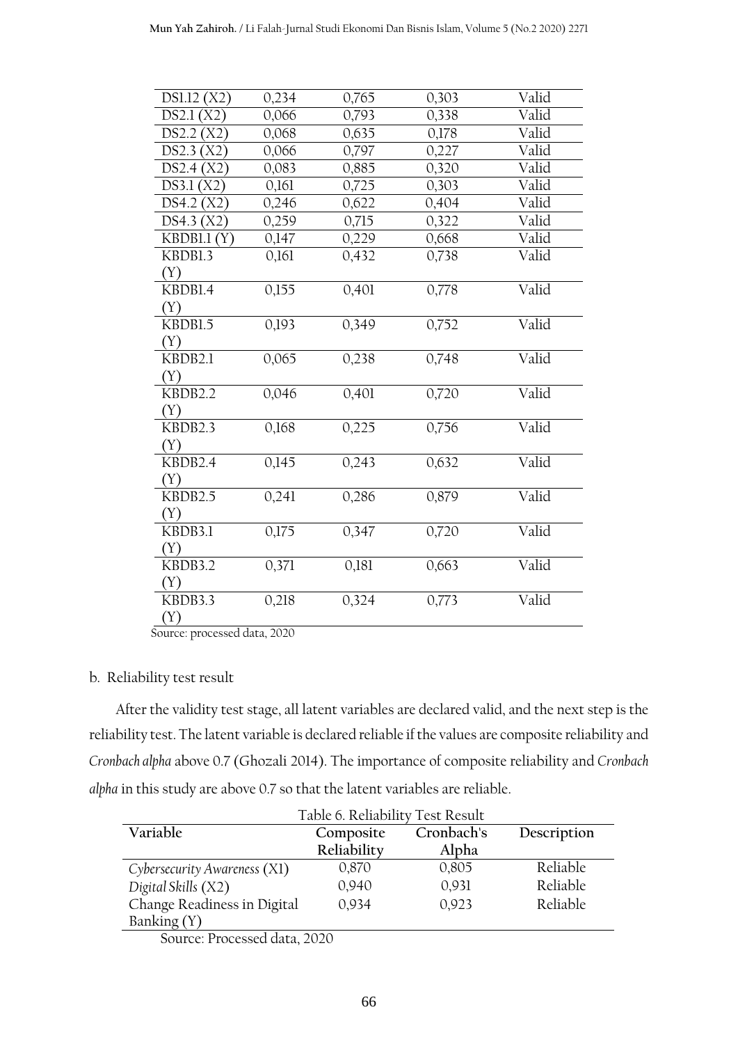| | | | | |
|---|---|---|---|---|
| DS1.12 (X2) | 0,234 | 0,765 | 0,303 | Valid |
| DS2.1 (X2) | 0,066 | 0,793 | 0,338 | Valid |
| DS2.2 (X2) | 0,068 | 0,635 | 0,178 | Valid |
| DS2.3 (X2) | 0,066 | 0,797 | 0,227 | Valid |
| DS2.4 (X2) | 0,083 | 0,885 | 0,320 | Valid |
| DS3.1 (X2) | 0,161 | 0,725 | 0,303 | Valid |
| DS4.2 (X2) | 0,246 | 0,622 | 0,404 | Valid |
| DS4.3 (X2) | 0,259 | 0,715 | 0,322 | Valid |
| KBDB1.1 (Y) | 0,147 | 0,229 | 0,668 | Valid |
| KBDB1.3 (Y) | 0,161 | 0,432 | 0,738 | Valid |
| KBDB1.4 (Y) | 0,155 | 0,401 | 0,778 | Valid |
| KBDB1.5 (Y) | 0,193 | 0,349 | 0,752 | Valid |
| KBDB2.1 (Y) | 0,065 | 0,238 | 0,748 | Valid |
| KBDB2.2 (Y) | 0,046 | 0,401 | 0,720 | Valid |
| KBDB2.3 (Y) | 0,168 | 0,225 | 0,756 | Valid |
| KBDB2.4 (Y) | 0,145 | 0,243 | 0,632 | Valid |
| KBDB2.5 (Y) | 0,241 | 0,286 | 0,879 | Valid |
| KBDB3.1 (Y) | 0,175 | 0,347 | 0,720 | Valid |
| KBDB3.2 (Y) | 0,371 | 0,181 | 0,663 | Valid |
| KBDB3.3 (Y) | 0,218 | 0,324 | 0,773 | Valid |

Source: processed data, 2020

b. Reliability test result

After the validity test stage, all latent variables are declared valid, and the next step is the reliability test. The latent variable is declared reliable if the values are composite reliability and *Cronbach alpha* above 0.7 (Ghozali 2014). The importance of composite reliability and *Cronbach alpha* in this study are above 0.7 so that the latent variables are reliable.

Table 6. Reliability Test Result

| Variable | Composite Reliability | Cronbach's Alpha | Description |
|---|---|---|---|
| *Cybersecurity Awareness* (X1) | 0,870 | 0,805 | Reliable |
| *Digital Skills* (X2) | 0,940 | 0,931 | Reliable |
| Change Readiness in Digital Banking (Y) | 0,934 | 0,923 | Reliable |

Source: Processed data, 2020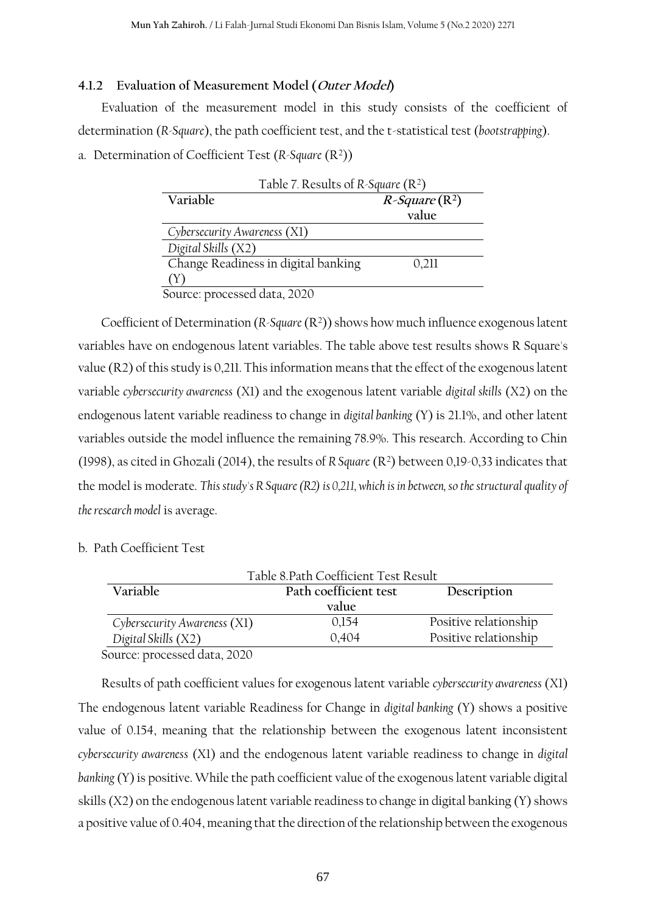### 4.1.2 Evaluation of Measurement Model (*Outer Model*)

Evaluation of the measurement model in this study consists of the coefficient of determination (*R-Square*), the path coefficient test, and the t-statistical test (*bootstrapping*).

a. Determination of Coefficient Test (*R-Square* ($R^2$))

Table 7. Results of *R-Square* ($R^2$)

| Variable | *R-Square* ($R^2$) value |
|---|---|
| *Cybersecurity Awareness* (X1) | |
| *Digital Skills* (X2) | |
| Change Readiness in digital banking (Y) | 0,211 |

Source: processed data, 2020

Coefficient of Determination (*R-Square* ($R^2$)) shows how much influence exogenous latent variables have on endogenous latent variables. The table above test results shows R Square's value (R2) of this study is 0,211. This information means that the effect of the exogenous latent variable *cybersecurity awareness* (X1) and the exogenous latent variable *digital skills* (X2) on the endogenous latent variable readiness to change in *digital banking* (Y) is 21.1%, and other latent variables outside the model influence the remaining 78.9%. This research. According to Chin (1998), as cited in Ghozali (2014), the results of *R Square* ($R^2$) between 0,19-0,33 indicates that the model is moderate. *This study's R Square (R2) is 0,211, which is in between, so the structural quality of the research model* is average.

b. Path Coefficient Test

Table 8.Path Coefficient Test Result

| Variable | Path coefficient test value | Description |
|---|---|---|
| *Cybersecurity Awareness* (X1) | 0,154 | Positive relationship |
| *Digital Skills* (X2) | 0,404 | Positive relationship |

Source: processed data, 2020

Results of path coefficient values for exogenous latent variable *cybersecurity awareness* (X1) The endogenous latent variable Readiness for Change in *digital banking* (Y) shows a positive value of 0.154, meaning that the relationship between the exogenous latent inconsistent *cybersecurity awareness* (X1) and the endogenous latent variable readiness to change in *digital banking* (Y) is positive. While the path coefficient value of the exogenous latent variable digital skills (X2) on the endogenous latent variable readiness to change in digital banking (Y) shows a positive value of 0.404, meaning that the direction of the relationship between the exogenous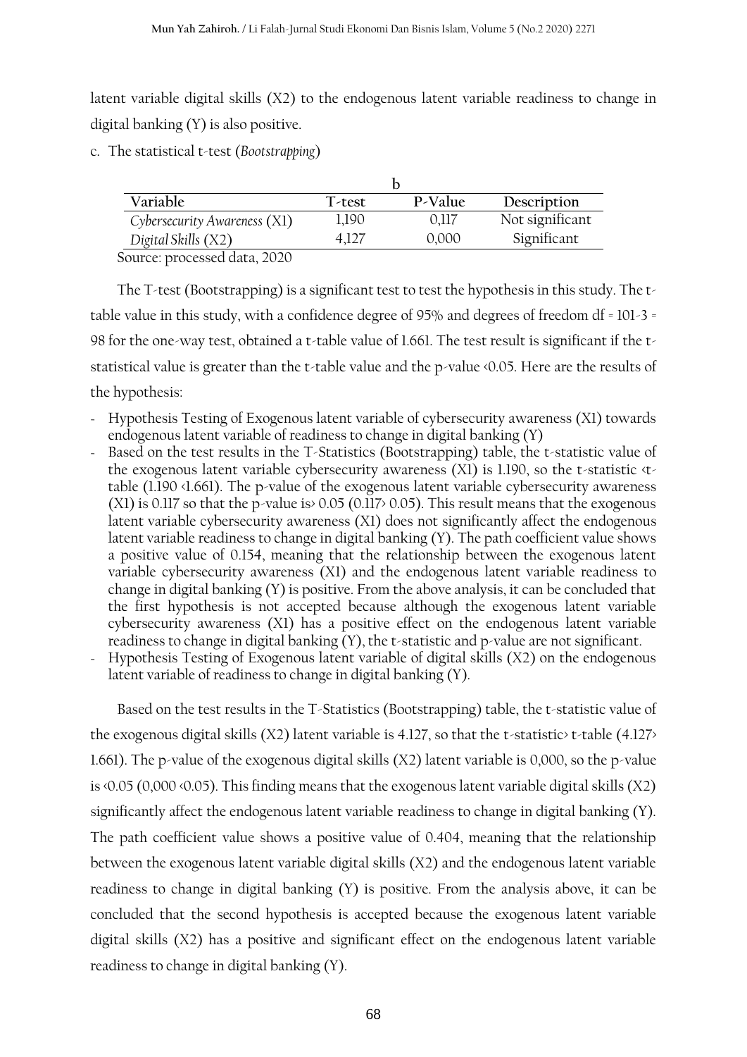latent variable digital skills (X2) to the endogenous latent variable readiness to change in digital banking (Y) is also positive.

c. The statistical t-test (*Bootstrapping*)

| Variable | T-test | P-Value | Description |
|---|---|---|---|
| *Cybersecurity Awareness* (X1) | 1,190 | 0,117 | Not significant |
| *Digital Skills* (X2) | 4,127 | 0,000 | Significant |

Source: processed data, 2020

The T-test (Bootstrapping) is a significant test to test the hypothesis in this study. The t-table value in this study, with a confidence degree of 95% and degrees of freedom df = 101-3 = 98 for the one-way test, obtained a t-table value of 1.661. The test result is significant if the t-statistical value is greater than the t-table value and the p-value <0.05. Here are the results of the hypothesis:

- Hypothesis Testing of Exogenous latent variable of cybersecurity awareness (X1) towards endogenous latent variable of readiness to change in digital banking (Y)
- Based on the test results in the T-Statistics (Bootstrapping) table, the t-statistic value of the exogenous latent variable cybersecurity awareness (X1) is 1.190, so the t-statistic <t-table (1.190 <1.661). The p-value of the exogenous latent variable cybersecurity awareness (X1) is 0.117 so that the p-value is> 0.05 (0.117> 0.05). This result means that the exogenous latent variable cybersecurity awareness (X1) does not significantly affect the endogenous latent variable readiness to change in digital banking (Y). The path coefficient value shows a positive value of 0.154, meaning that the relationship between the exogenous latent variable cybersecurity awareness (X1) and the endogenous latent variable readiness to change in digital banking (Y) is positive. From the above analysis, it can be concluded that the first hypothesis is not accepted because although the exogenous latent variable cybersecurity awareness (X1) has a positive effect on the endogenous latent variable readiness to change in digital banking (Y), the t-statistic and p-value are not significant.
- Hypothesis Testing of Exogenous latent variable of digital skills (X2) on the endogenous latent variable of readiness to change in digital banking (Y).

Based on the test results in the T-Statistics (Bootstrapping) table, the t-statistic value of the exogenous digital skills (X2) latent variable is 4.127, so that the t-statistic> t-table (4.127> 1.661). The p-value of the exogenous digital skills (X2) latent variable is 0,000, so the p-value is <0.05 (0,000 <0.05). This finding means that the exogenous latent variable digital skills (X2) significantly affect the endogenous latent variable readiness to change in digital banking (Y). The path coefficient value shows a positive value of 0.404, meaning that the relationship between the exogenous latent variable digital skills (X2) and the endogenous latent variable readiness to change in digital banking (Y) is positive. From the analysis above, it can be concluded that the second hypothesis is accepted because the exogenous latent variable digital skills (X2) has a positive and significant effect on the endogenous latent variable readiness to change in digital banking (Y).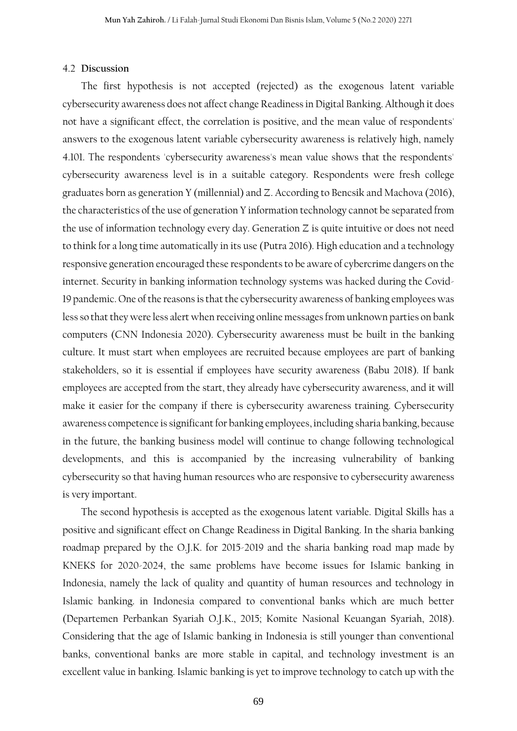### 4.2 Discussion

The first hypothesis is not accepted (rejected) as the exogenous latent variable cybersecurity awareness does not affect change Readiness in Digital Banking. Although it does not have a significant effect, the correlation is positive, and the mean value of respondents' answers to the exogenous latent variable cybersecurity awareness is relatively high, namely 4.101. The respondents 'cybersecurity awareness's mean value shows that the respondents' cybersecurity awareness level is in a suitable category. Respondents were fresh college graduates born as generation Y (millennial) and Z. According to Bencsik and Machova (2016), the characteristics of the use of generation Y information technology cannot be separated from the use of information technology every day. Generation Z is quite intuitive or does not need to think for a long time automatically in its use (Putra 2016). High education and a technology responsive generation encouraged these respondents to be aware of cybercrime dangers on the internet. Security in banking information technology systems was hacked during the Covid-19 pandemic. One of the reasons is that the cybersecurity awareness of banking employees was less so that they were less alert when receiving online messages from unknown parties on bank computers (CNN Indonesia 2020). Cybersecurity awareness must be built in the banking culture. It must start when employees are recruited because employees are part of banking stakeholders, so it is essential if employees have security awareness (Babu 2018). If bank employees are accepted from the start, they already have cybersecurity awareness, and it will make it easier for the company if there is cybersecurity awareness training. Cybersecurity awareness competence is significant for banking employees, including sharia banking, because in the future, the banking business model will continue to change following technological developments, and this is accompanied by the increasing vulnerability of banking cybersecurity so that having human resources who are responsive to cybersecurity awareness is very important.

The second hypothesis is accepted as the exogenous latent variable. Digital Skills has a positive and significant effect on Change Readiness in Digital Banking. In the sharia banking roadmap prepared by the O.J.K. for 2015-2019 and the sharia banking road map made by KNEKS for 2020-2024, the same problems have become issues for Islamic banking in Indonesia, namely the lack of quality and quantity of human resources and technology in Islamic banking. in Indonesia compared to conventional banks which are much better (Departemen Perbankan Syariah O.J.K., 2015; Komite Nasional Keuangan Syariah, 2018). Considering that the age of Islamic banking in Indonesia is still younger than conventional banks, conventional banks are more stable in capital, and technology investment is an excellent value in banking. Islamic banking is yet to improve technology to catch up with the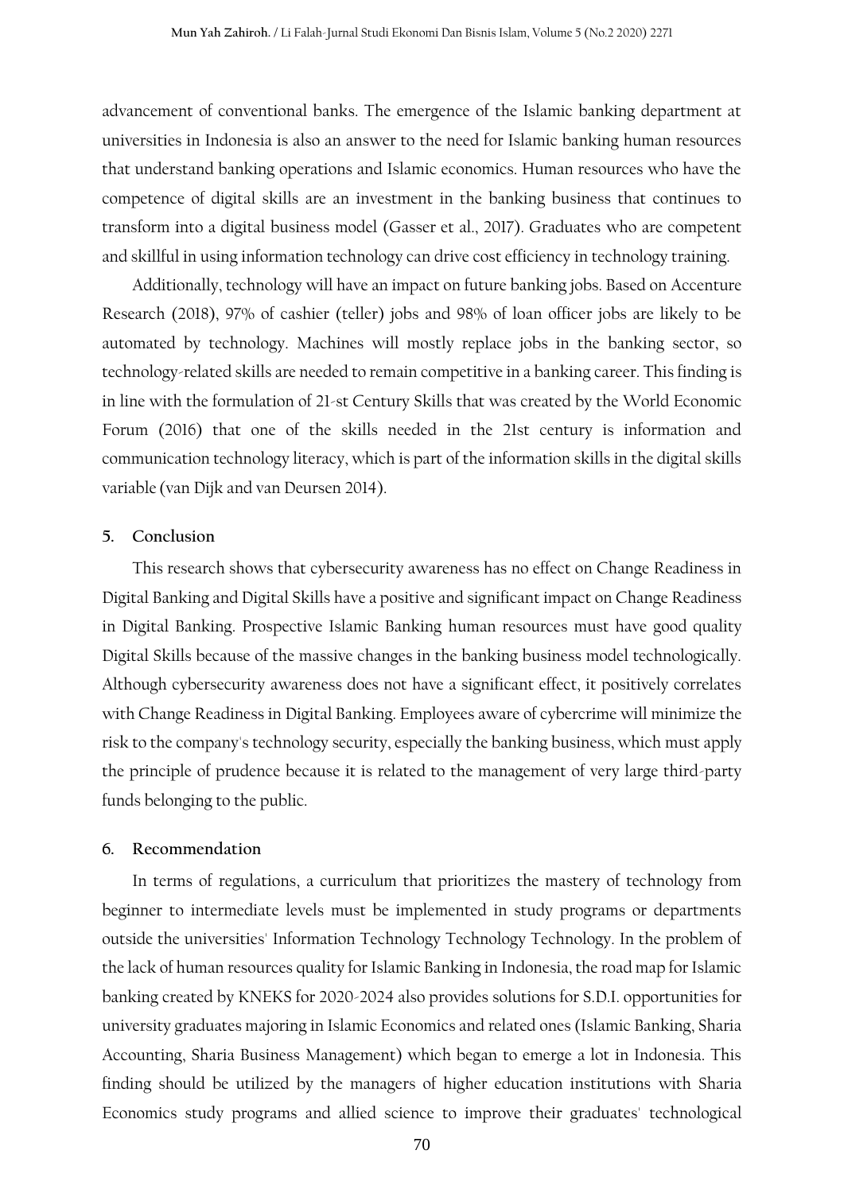advancement of conventional banks. The emergence of the Islamic banking department at universities in Indonesia is also an answer to the need for Islamic banking human resources that understand banking operations and Islamic economics. Human resources who have the competence of digital skills are an investment in the banking business that continues to transform into a digital business model (Gasser et al., 2017). Graduates who are competent and skillful in using information technology can drive cost efficiency in technology training.

Additionally, technology will have an impact on future banking jobs. Based on Accenture Research (2018), 97% of cashier (teller) jobs and 98% of loan officer jobs are likely to be automated by technology. Machines will mostly replace jobs in the banking sector, so technology-related skills are needed to remain competitive in a banking career. This finding is in line with the formulation of 21-st Century Skills that was created by the World Economic Forum (2016) that one of the skills needed in the 21st century is information and communication technology literacy, which is part of the information skills in the digital skills variable (van Dijk and van Deursen 2014).

## 5. Conclusion

This research shows that cybersecurity awareness has no effect on Change Readiness in Digital Banking and Digital Skills have a positive and significant impact on Change Readiness in Digital Banking. Prospective Islamic Banking human resources must have good quality Digital Skills because of the massive changes in the banking business model technologically. Although cybersecurity awareness does not have a significant effect, it positively correlates with Change Readiness in Digital Banking. Employees aware of cybercrime will minimize the risk to the company's technology security, especially the banking business, which must apply the principle of prudence because it is related to the management of very large third-party funds belonging to the public.

## 6. Recommendation

In terms of regulations, a curriculum that prioritizes the mastery of technology from beginner to intermediate levels must be implemented in study programs or departments outside the universities' Information Technology Technology Technology. In the problem of the lack of human resources quality for Islamic Banking in Indonesia, the road map for Islamic banking created by KNEKS for 2020-2024 also provides solutions for S.D.I. opportunities for university graduates majoring in Islamic Economics and related ones (Islamic Banking, Sharia Accounting, Sharia Business Management) which began to emerge a lot in Indonesia. This finding should be utilized by the managers of higher education institutions with Sharia Economics study programs and allied science to improve their graduates' technological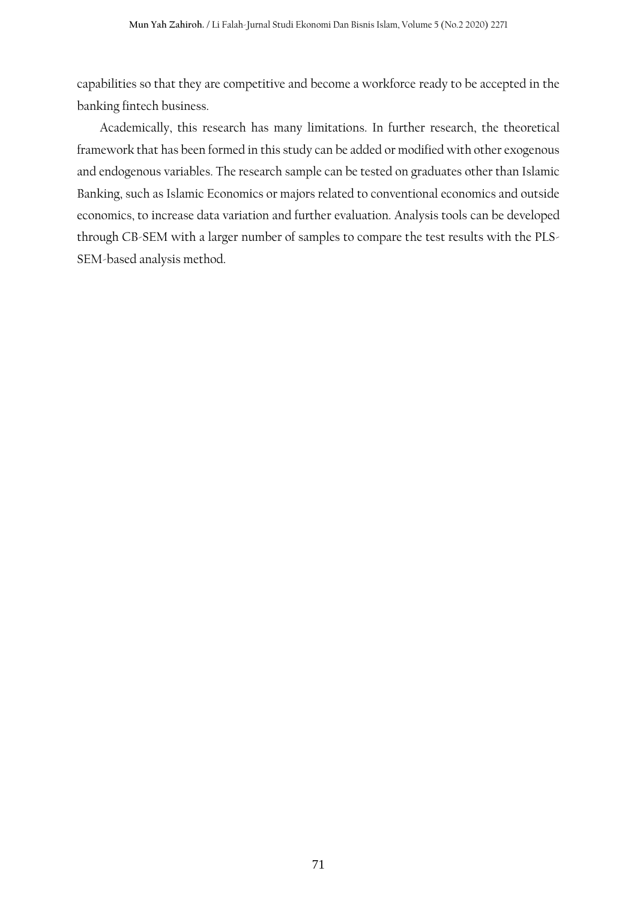capabilities so that they are competitive and become a workforce ready to be accepted in the banking fintech business.

Academically, this research has many limitations. In further research, the theoretical framework that has been formed in this study can be added or modified with other exogenous and endogenous variables. The research sample can be tested on graduates other than Islamic Banking, such as Islamic Economics or majors related to conventional economics and outside economics, to increase data variation and further evaluation. Analysis tools can be developed through CB-SEM with a larger number of samples to compare the test results with the PLS-SEM-based analysis method.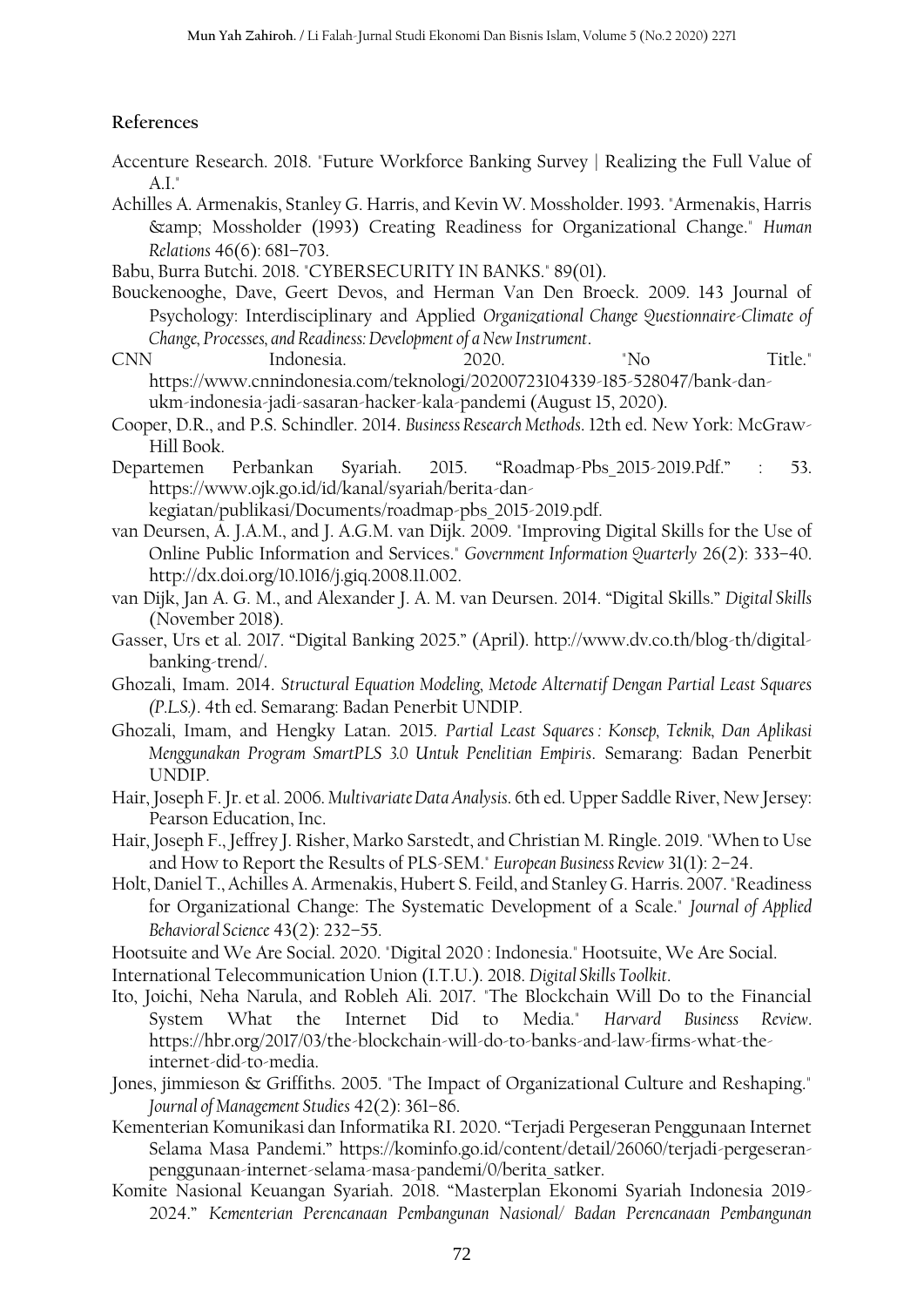## References

Accenture Research. 2018. "Future Workforce Banking Survey | Realizing the Full Value of A.I."

Achilles A. Armenakis, Stanley G. Harris, and Kevin W. Mossholder. 1993. "Armenakis, Harris &amp; Mossholder (1993) Creating Readiness for Organizational Change." *Human Relations* 46(6): 681–703.

Babu, Burra Butchi. 2018. "CYBERSECURITY IN BANKS." 89(01).

Bouckenooghe, Dave, Geert Devos, and Herman Van Den Broeck. 2009. 143 Journal of Psychology: Interdisciplinary and Applied *Organizational Change Questionnaire-Climate of Change, Processes, and Readiness: Development of a New Instrument*.

CNN Indonesia. 2020. "No Title." https://www.cnnindonesia.com/teknologi/20200723104339-185-528047/bank-dan-ukm-indonesia-jadi-sasaran-hacker-kala-pandemi (August 15, 2020).

Cooper, D.R., and P.S. Schindler. 2014. *Business Research Methods*. 12th ed. New York: McGraw-Hill Book.

Departemen Perbankan Syariah. 2015. "Roadmap-Pbs_2015-2019.Pdf." : 53. https://www.ojk.go.id/id/kanal/syariah/berita-dan-kegiatan/publikasi/Documents/roadmap-pbs_2015-2019.pdf.

van Deursen, A. J.A.M., and J. A.G.M. van Dijk. 2009. "Improving Digital Skills for the Use of Online Public Information and Services." *Government Information Quarterly* 26(2): 333–40. http://dx.doi.org/10.1016/j.giq.2008.11.002.

van Dijk, Jan A. G. M., and Alexander J. A. M. van Deursen. 2014. "Digital Skills." *Digital Skills* (November 2018).

Gasser, Urs et al. 2017. "Digital Banking 2025." (April). http://www.dv.co.th/blog-th/digital-banking-trend/.

Ghozali, Imam. 2014. *Structural Equation Modeling, Metode Alternatif Dengan Partial Least Squares (P.L.S.)*. 4th ed. Semarang: Badan Penerbit UNDIP.

Ghozali, Imam, and Hengky Latan. 2015. *Partial Least Squares : Konsep, Teknik, Dan Aplikasi Menggunakan Program SmartPLS 3.0 Untuk Penelitian Empiris*. Semarang: Badan Penerbit UNDIP.

Hair, Joseph F. Jr. et al. 2006. *Multivariate Data Analysis*. 6th ed. Upper Saddle River, New Jersey: Pearson Education, Inc.

Hair, Joseph F., Jeffrey J. Risher, Marko Sarstedt, and Christian M. Ringle. 2019. "When to Use and How to Report the Results of PLS-SEM." *European Business Review* 31(1): 2–24.

Holt, Daniel T., Achilles A. Armenakis, Hubert S. Feild, and Stanley G. Harris. 2007. "Readiness for Organizational Change: The Systematic Development of a Scale." *Journal of Applied Behavioral Science* 43(2): 232–55.

Hootsuite and We Are Social. 2020. "Digital 2020 : Indonesia." Hootsuite, We Are Social.

International Telecommunication Union (I.T.U.). 2018. *Digital Skills Toolkit*.

Ito, Joichi, Neha Narula, and Robleh Ali. 2017. "The Blockchain Will Do to the Financial System What the Internet Did to Media." *Harvard Business Review*. https://hbr.org/2017/03/the-blockchain-will-do-to-banks-and-law-firms-what-the-internet-did-to-media.

Jones, jimmieson & Griffiths. 2005. "The Impact of Organizational Culture and Reshaping." *Journal of Management Studies* 42(2): 361–86.

Kementerian Komunikasi dan Informatika RI. 2020. "Terjadi Pergeseran Penggunaan Internet Selama Masa Pandemi." https://kominfo.go.id/content/detail/26060/terjadi-pergeseran-penggunaan-internet-selama-masa-pandemi/0/berita_satker.

Komite Nasional Keuangan Syariah. 2018. "Masterplan Ekonomi Syariah Indonesia 2019-2024." *Kementerian Perencanaan Pembangunan Nasional/ Badan Perencanaan Pembangunan*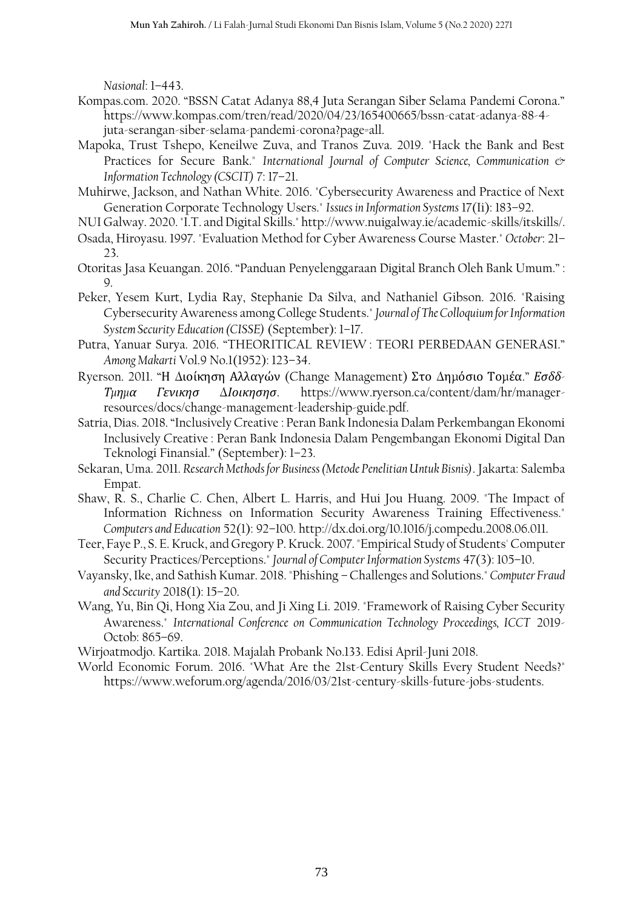*Nasional*: 1–443.

Kompas.com. 2020. "BSSN Catat Adanya 88,4 Juta Serangan Siber Selama Pandemi Corona." https://www.kompas.com/tren/read/2020/04/23/165400665/bssn-catat-adanya-88-4-juta-serangan-siber-selama-pandemi-corona?page=all.

Mapoka, Trust Tshepo, Keneilwe Zuva, and Tranos Zuva. 2019. "Hack the Bank and Best Practices for Secure Bank." *International Journal of Computer Science, Communication & Information Technology (CSCIT)* 7: 17–21.

Muhirwe, Jackson, and Nathan White. 2016. "Cybersecurity Awareness and Practice of Next Generation Corporate Technology Users." *Issues in Information Systems* 17(Ii): 183–92.

NUI Galway. 2020. "I.T. and Digital Skills." http://www.nuigalway.ie/academic-skills/itskills/.

Osada, Hiroyasu. 1997. "Evaluation Method for Cyber Awareness Course Master." *October*: 21–23.

Otoritas Jasa Keuangan. 2016. "Panduan Penyelenggaraan Digital Branch Oleh Bank Umum." : 9.

Peker, Yesem Kurt, Lydia Ray, Stephanie Da Silva, and Nathaniel Gibson. 2016. "Raising Cybersecurity Awareness among College Students." *Journal of The Colloquium for Information System Security Education (CISSE)* (September): 1–17.

Putra, Yanuar Surya. 2016. "THEORITICAL REVIEW : TEORI PERBEDAAN GENERASI." *Among Makarti* Vol.9 No.1(1952): 123–34.

Ryerson. 2011. "Η Διοίκηση Αλλαγών (Change Management) Στο Δημόσιο Τομέα." *Εσδδ-Τμημα Γενικησ ΔΙοικησησ*. https://www.ryerson.ca/content/dam/hr/manager-resources/docs/change-management-leadership-guide.pdf.

Satria, Dias. 2018. "Inclusively Creative : Peran Bank Indonesia Dalam Perkembangan Ekonomi Inclusively Creative : Peran Bank Indonesia Dalam Pengembangan Ekonomi Digital Dan Teknologi Finansial." (September): 1–23.

Sekaran, Uma. 2011. *Research Methods for Business (Metode Penelitian Untuk Bisnis)*. Jakarta: Salemba Empat.

Shaw, R. S., Charlie C. Chen, Albert L. Harris, and Hui Jou Huang. 2009. "The Impact of Information Richness on Information Security Awareness Training Effectiveness." *Computers and Education* 52(1): 92–100. http://dx.doi.org/10.1016/j.compedu.2008.06.011.

Teer, Faye P., S. E. Kruck, and Gregory P. Kruck. 2007. "Empirical Study of Students' Computer Security Practices/Perceptions." *Journal of Computer Information Systems* 47(3): 105–10.

Vayansky, Ike, and Sathish Kumar. 2018. "Phishing – Challenges and Solutions." *Computer Fraud and Security* 2018(1): 15–20.

Wang, Yu, Bin Qi, Hong Xia Zou, and Ji Xing Li. 2019. "Framework of Raising Cyber Security Awareness." *International Conference on Communication Technology Proceedings, ICCT* 2019-Octob: 865–69.

Wirjoatmodjo. Kartika. 2018. Majalah Probank No.133. Edisi April-Juni 2018.

World Economic Forum. 2016. "What Are the 21st-Century Skills Every Student Needs?" https://www.weforum.org/agenda/2016/03/21st-century-skills-future-jobs-students.